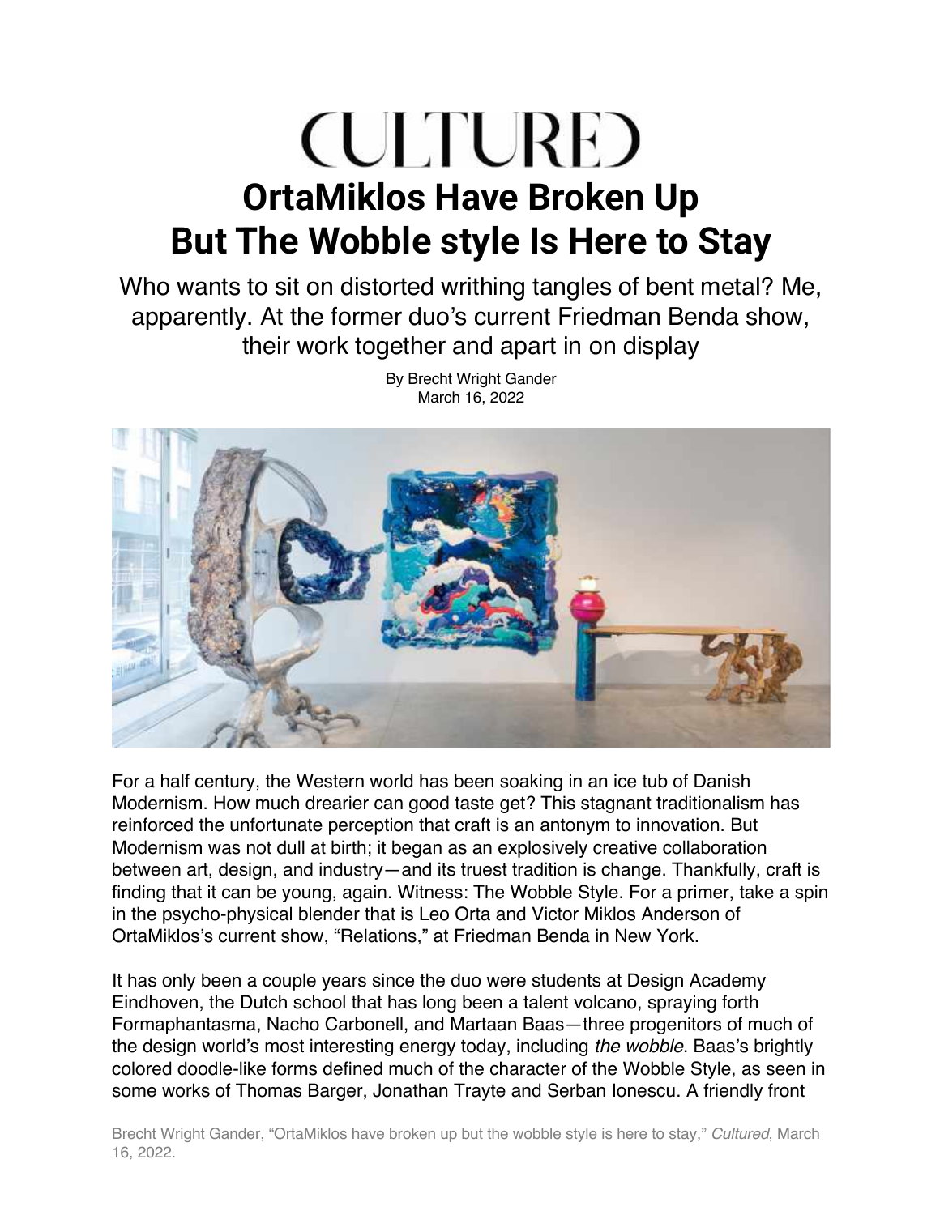# CULTURED

## OrtaMiklos Have Broken Up But The Wobble style Is Here to Stay

Who wants to sit on distorted writhing tangles of bent metal? Me, apparently. At the former duo's current Friedman Benda show, their work together and apart in on display

By Brecht Wright Gander
March 16, 2022

For a half century, the Western world has been soaking in an ice tub of Danish Modernism. How much drearier can good taste get? This stagnant traditionalism has reinforced the unfortunate perception that craft is an antonym to innovation. But Modernism was not dull at birth; it began as an explosively creative collaboration between art, design, and industry—and its truest tradition is change. Thankfully, craft is finding that it can be young, again. Witness: The Wobble Style. For a primer, take a spin in the psycho-physical blender that is Leo Orta and Victor Miklos Anderson of OrtaMiklos's current show, "Relations," at Friedman Benda in New York.

It has only been a couple years since the duo were students at Design Academy Eindhoven, the Dutch school that has long been a talent volcano, spraying forth Formaphantasma, Nacho Carbonell, and Martaan Baas—three progenitors of much of the design world's most interesting energy today, including *the wobble*. Baas's brightly colored doodle-like forms defined much of the character of the Wobble Style, as seen in some works of Thomas Barger, Jonathan Trayte and Serban Ionescu. A friendly front

Brecht Wright Gander, "OrtaMiklos have broken up but the wobble style is here to stay," *Cultured*, March 16, 2022.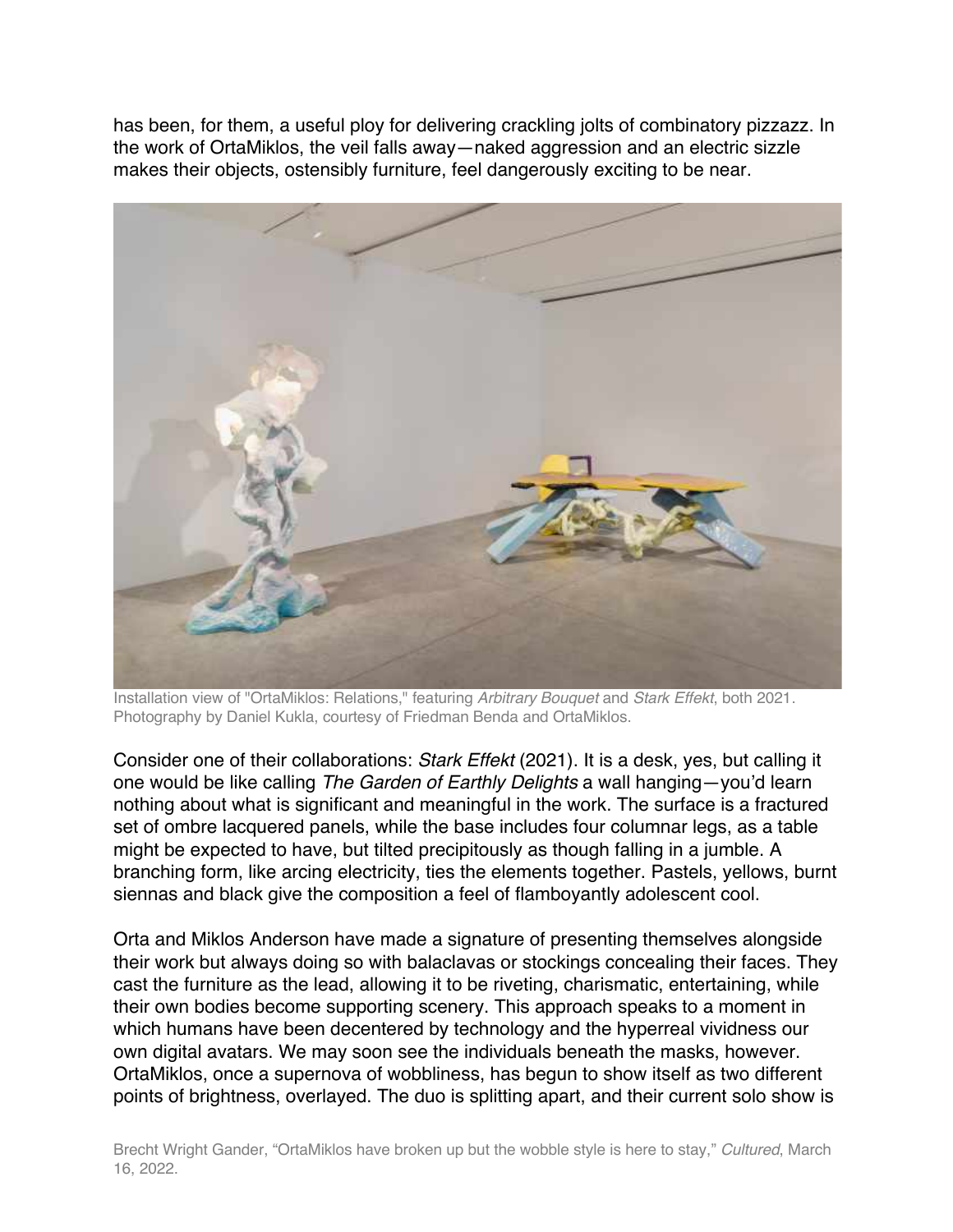has been, for them, a useful ploy for delivering crackling jolts of combinatory pizzazz. In the work of OrtaMiklos, the veil falls away—naked aggression and an electric sizzle makes their objects, ostensibly furniture, feel dangerously exciting to be near.

Installation view of "OrtaMiklos: Relations," featuring *Arbitrary Bouquet* and *Stark Effekt*, both 2021. Photography by Daniel Kukla, courtesy of Friedman Benda and OrtaMiklos.

Consider one of their collaborations: *Stark Effekt* (2021). It is a desk, yes, but calling it one would be like calling *The Garden of Earthly Delights* a wall hanging—you'd learn nothing about what is significant and meaningful in the work. The surface is a fractured set of ombre lacquered panels, while the base includes four columnar legs, as a table might be expected to have, but tilted precipitously as though falling in a jumble. A branching form, like arcing electricity, ties the elements together. Pastels, yellows, burnt siennas and black give the composition a feel of flamboyantly adolescent cool.

Orta and Miklos Anderson have made a signature of presenting themselves alongside their work but always doing so with balaclavas or stockings concealing their faces. They cast the furniture as the lead, allowing it to be riveting, charismatic, entertaining, while their own bodies become supporting scenery. This approach speaks to a moment in which humans have been decentered by technology and the hyperreal vividness our own digital avatars. We may soon see the individuals beneath the masks, however. OrtaMiklos, once a supernova of wobbliness, has begun to show itself as two different points of brightness, overlayed. The duo is splitting apart, and their current solo show is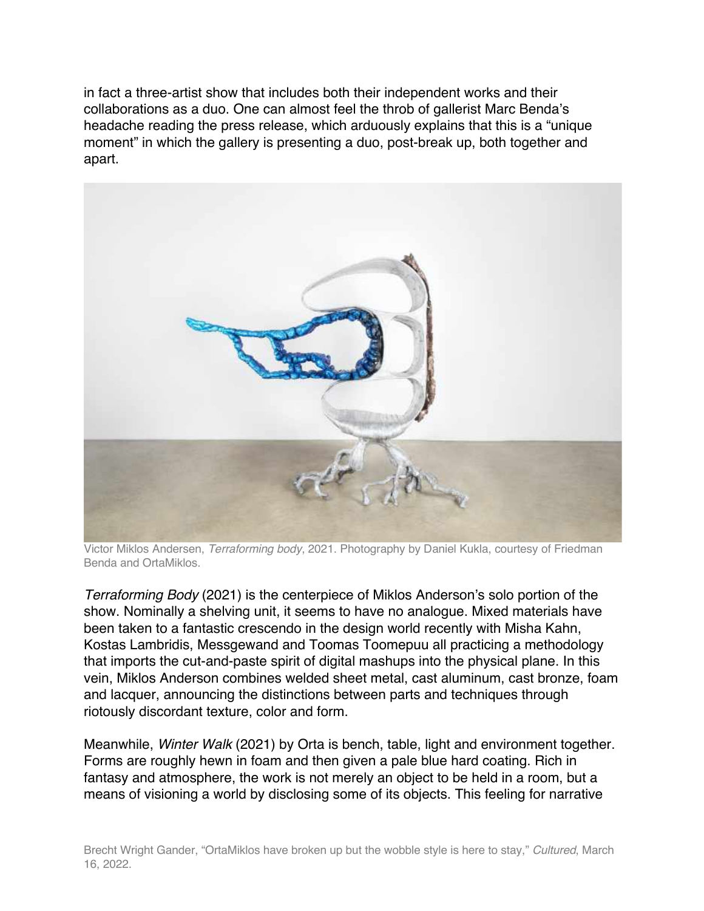in fact a three-artist show that includes both their independent works and their collaborations as a duo. One can almost feel the throb of gallerist Marc Benda's headache reading the press release, which arduously explains that this is a "unique moment" in which the gallery is presenting a duo, post-break up, both together and apart.

Victor Miklos Andersen, *Terraforming body*, 2021. Photography by Daniel Kukla, courtesy of Friedman Benda and OrtaMiklos.

*Terraforming Body* (2021) is the centerpiece of Miklos Anderson's solo portion of the show. Nominally a shelving unit, it seems to have no analogue. Mixed materials have been taken to a fantastic crescendo in the design world recently with Misha Kahn, Kostas Lambridis, Messgewand and Toomas Toomepuu all practicing a methodology that imports the cut-and-paste spirit of digital mashups into the physical plane. In this vein, Miklos Anderson combines welded sheet metal, cast aluminum, cast bronze, foam and lacquer, announcing the distinctions between parts and techniques through riotously discordant texture, color and form.

Meanwhile, *Winter Walk* (2021) by Orta is bench, table, light and environment together. Forms are roughly hewn in foam and then given a pale blue hard coating. Rich in fantasy and atmosphere, the work is not merely an object to be held in a room, but a means of visioning a world by disclosing some of its objects. This feeling for narrative

Brecht Wright Gander, "OrtaMiklos have broken up but the wobble style is here to stay," *Cultured*, March 16, 2022.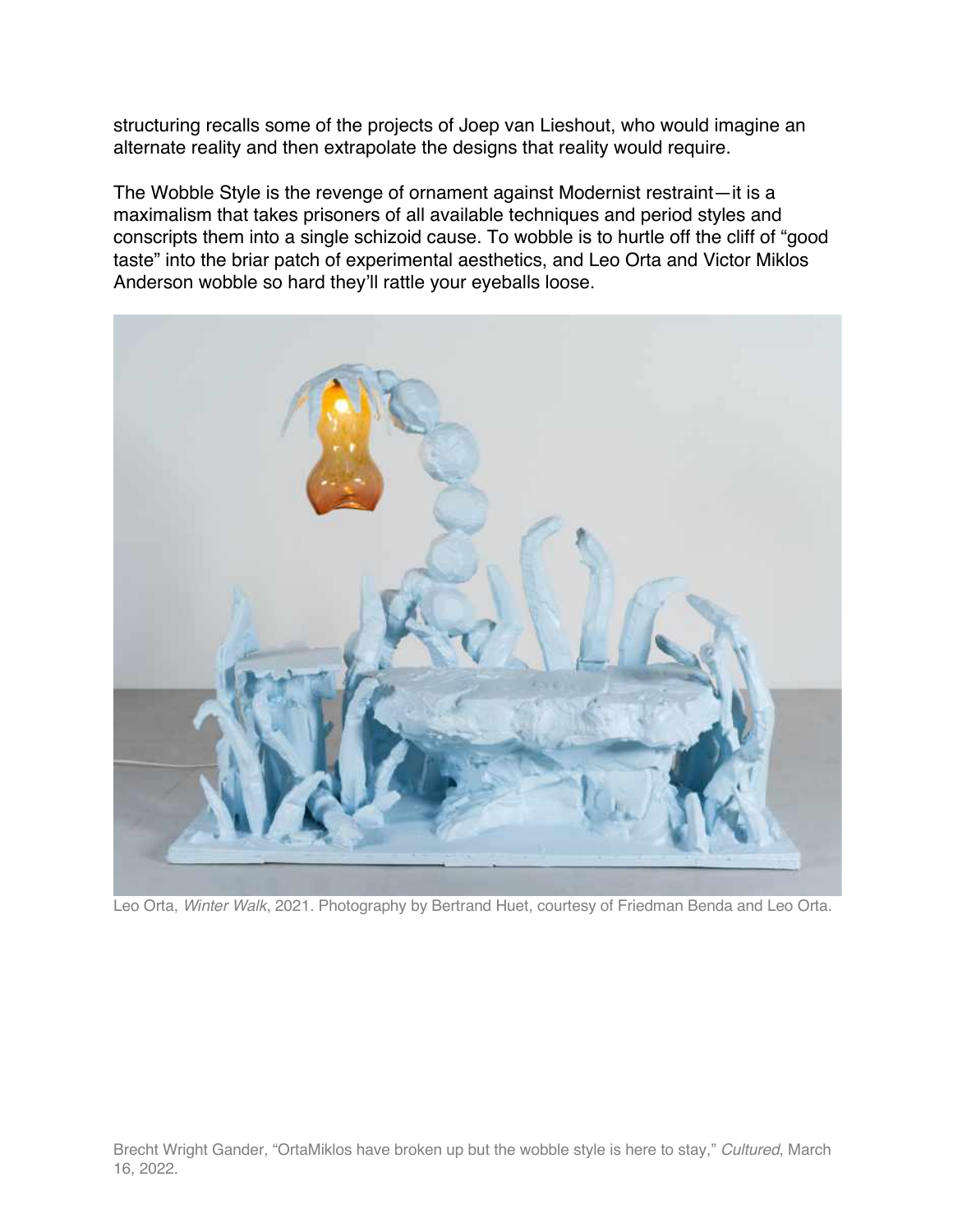structuring recalls some of the projects of Joep van Lieshout, who would imagine an alternate reality and then extrapolate the designs that reality would require.

The Wobble Style is the revenge of ornament against Modernist restraint—it is a maximalism that takes prisoners of all available techniques and period styles and conscripts them into a single schizoid cause. To wobble is to hurtle off the cliff of "good taste" into the briar patch of experimental aesthetics, and Leo Orta and Victor Miklos Anderson wobble so hard they'll rattle your eyeballs loose.

Leo Orta, *Winter Walk*, 2021. Photography by Bertrand Huet, courtesy of Friedman Benda and Leo Orta.